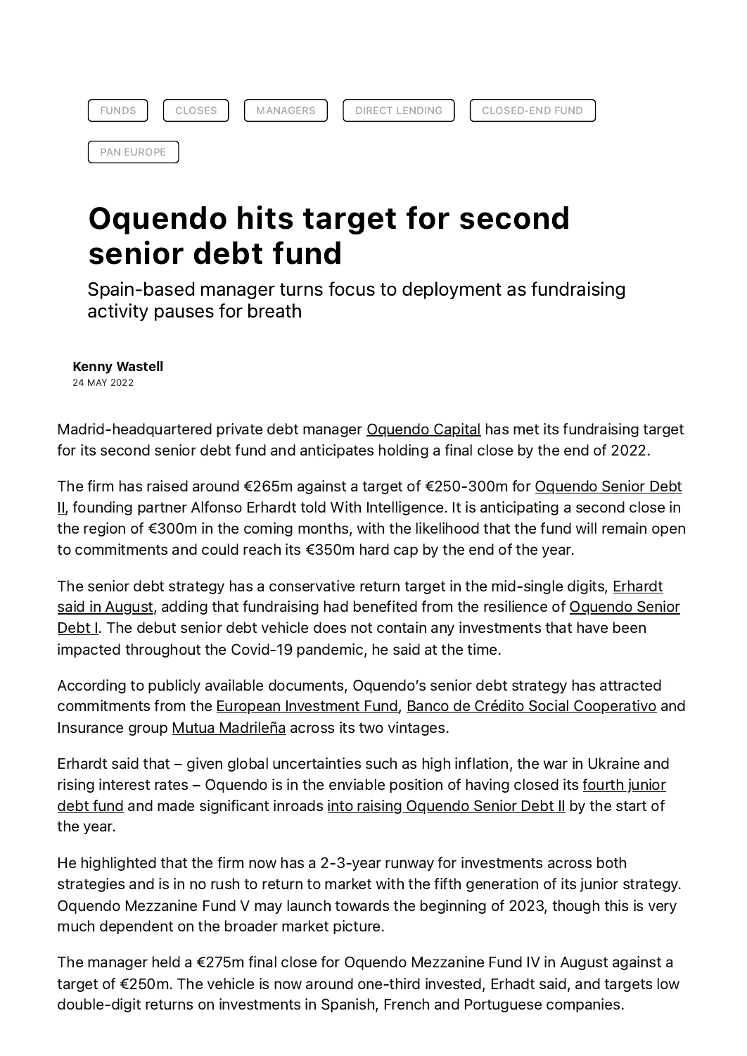FUNDS CLOSES MANAGERS DIRECT LENDING CLOSED-END FUND

PAN EUROPE

# Oquendo hits target for second senior debt fund

Spain-based manager turns focus to deployment as fundraising activity pauses for breath

**Kenny Wastell**
24 MAY 2022

Madrid-headquartered private debt manager Oquendo Capital has met its fundraising target for its second senior debt fund and anticipates holding a final close by the end of 2022.

The firm has raised around €265m against a target of €250-300m for Oquendo Senior Debt II, founding partner Alfonso Erhardt told With Intelligence. It is anticipating a second close in the region of €300m in the coming months, with the likelihood that the fund will remain open to commitments and could reach its €350m hard cap by the end of the year.

The senior debt strategy has a conservative return target in the mid-single digits, Erhardt said in August, adding that fundraising had benefited from the resilience of Oquendo Senior Debt I. The debut senior debt vehicle does not contain any investments that have been impacted throughout the Covid-19 pandemic, he said at the time.

According to publicly available documents, Oquendo's senior debt strategy has attracted commitments from the European Investment Fund, Banco de Crédito Social Cooperativo and Insurance group Mutua Madrileña across its two vintages.

Erhardt said that – given global uncertainties such as high inflation, the war in Ukraine and rising interest rates – Oquendo is in the enviable position of having closed its fourth junior debt fund and made significant inroads into raising Oquendo Senior Debt II by the start of the year.

He highlighted that the firm now has a 2-3-year runway for investments across both strategies and is in no rush to return to market with the fifth generation of its junior strategy. Oquendo Mezzanine Fund V may launch towards the beginning of 2023, though this is very much dependent on the broader market picture.

The manager held a €275m final close for Oquendo Mezzanine Fund IV in August against a target of €250m. The vehicle is now around one-third invested, Erhadt said, and targets low double-digit returns on investments in Spanish, French and Portuguese companies.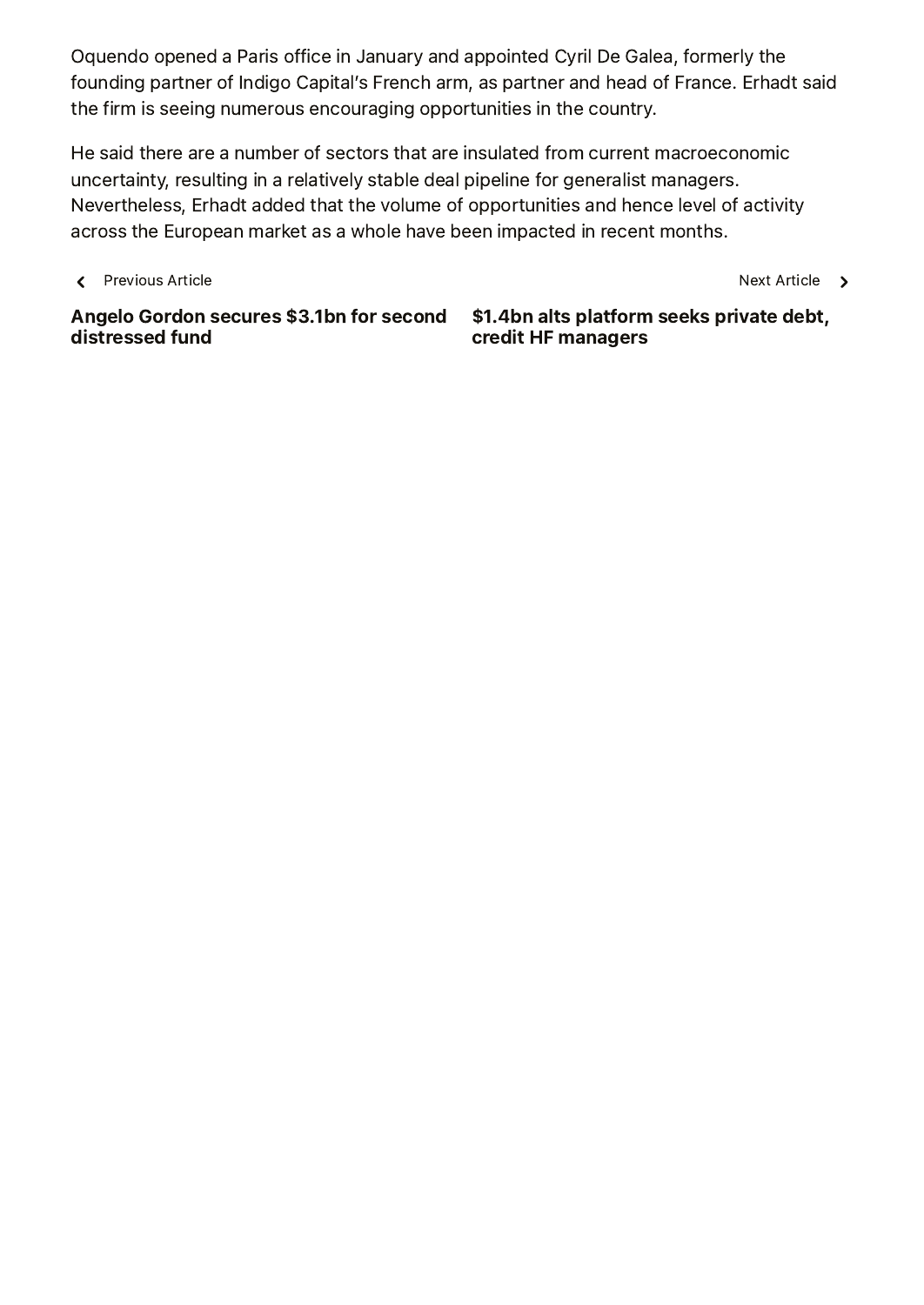Oquendo opened a Paris office in January and appointed Cyril De Galea, formerly the founding partner of Indigo Capital's French arm, as partner and head of France. Erhadt said the firm is seeing numerous encouraging opportunities in the country.

He said there are a number of sectors that are insulated from current macroeconomic uncertainty, resulting in a relatively stable deal pipeline for generalist managers. Nevertheless, Erhadt added that the volume of opportunities and hence level of activity across the European market as a whole have been impacted in recent months.

Previous Article

**Angelo Gordon secures $3.1bn for second distressed fund**

Next Article

**$1.4bn alts platform seeks private debt, credit HF managers**